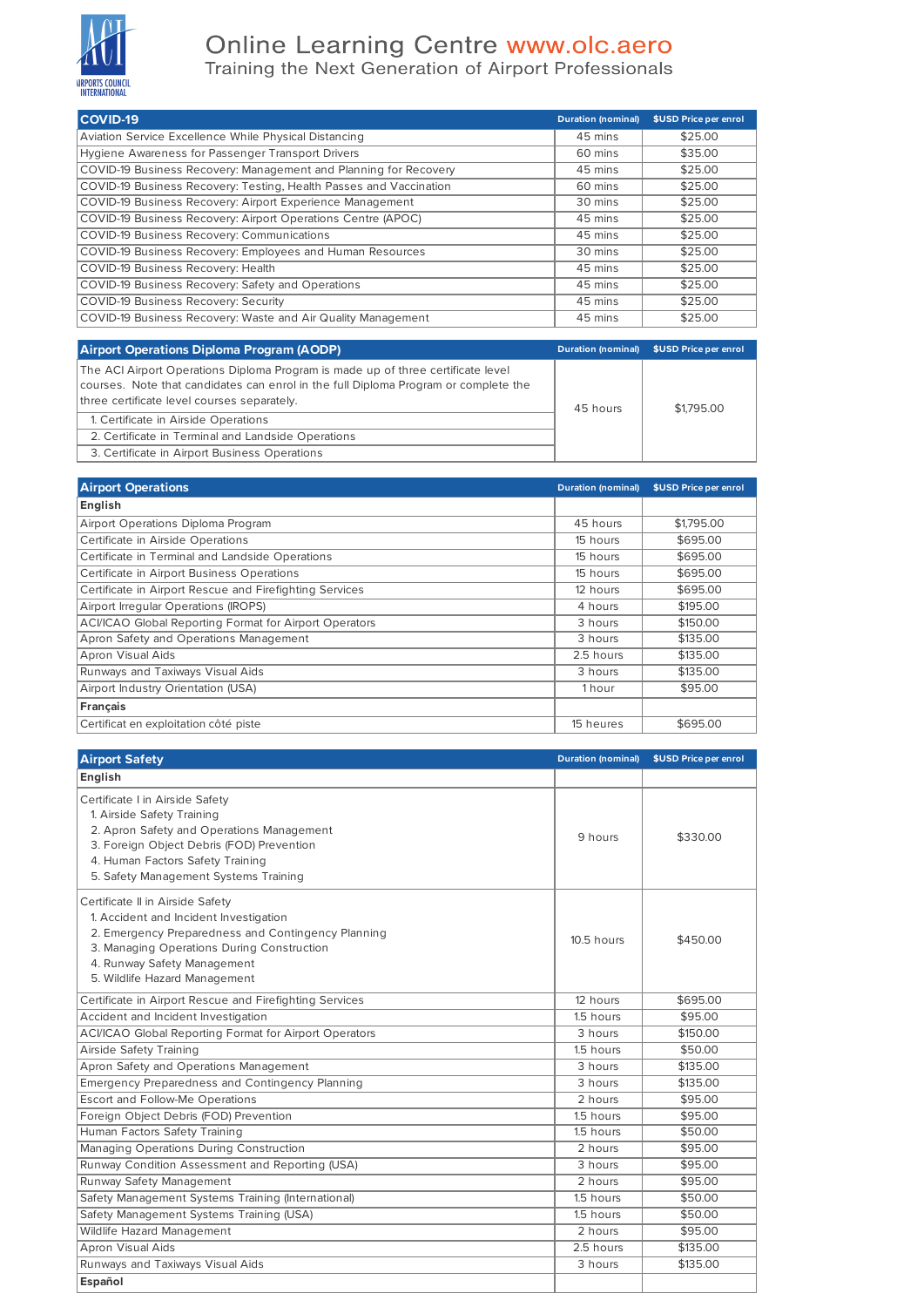# Online Learning Centre www.olc.aero

## Training the Next Generation of Airport Professionals

| COVID-19 | Duration (nominal) | $USD Price per enrol |
|---|---|---|
| Aviation Service Excellence While Physical Distancing | 45 mins | $25.00 |
| Hygiene Awareness for Passenger Transport Drivers | 60 mins | $35.00 |
| COVID-19 Business Recovery: Management and Planning for Recovery | 45 mins | $25.00 |
| COVID-19 Business Recovery: Testing, Health Passes and Vaccination | 60 mins | $25.00 |
| COVID-19 Business Recovery: Airport Experience Management | 30 mins | $25.00 |
| COVID-19 Business Recovery: Airport Operations Centre (APOC) | 45 mins | $25.00 |
| COVID-19 Business Recovery: Communications | 45 mins | $25.00 |
| COVID-19 Business Recovery: Employees and Human Resources | 30 mins | $25.00 |
| COVID-19 Business Recovery: Health | 45 mins | $25.00 |
| COVID-19 Business Recovery: Safety and Operations | 45 mins | $25.00 |
| COVID-19 Business Recovery: Security | 45 mins | $25.00 |
| COVID-19 Business Recovery: Waste and Air Quality Management | 45 mins | $25.00 |

| Airport Operations Diploma Program (AODP) | Duration (nominal) | $USD Price per enrol |
|---|---|---|
| The ACI Airport Operations Diploma Program is made up of three certificate level courses. Note that candidates can enrol in the full Diploma Program or complete the three certificate level courses separately.<br>1. Certificate in Airside Operations<br>2. Certificate in Terminal and Landside Operations<br>3. Certificate in Airport Business Operations | 45 hours | $1,795.00 |

| Airport Operations | Duration (nominal) | $USD Price per enrol |
|---|---|---|
| **English** | | |
| Airport Operations Diploma Program | 45 hours | $1,795.00 |
| Certificate in Airside Operations | 15 hours | $695.00 |
| Certificate in Terminal and Landside Operations | 15 hours | $695.00 |
| Certificate in Airport Business Operations | 15 hours | $695.00 |
| Certificate in Airport Rescue and Firefighting Services | 12 hours | $695.00 |
| Airport Irregular Operations (IROPS) | 4 hours | $195.00 |
| ACI/ICAO Global Reporting Format for Airport Operators | 3 hours | $150.00 |
| Apron Safety and Operations Management | 3 hours | $135.00 |
| Apron Visual Aids | 2.5 hours | $135.00 |
| Runways and Taxiways Visual Aids | 3 hours | $135.00 |
| Airport Industry Orientation (USA) | 1 hour | $95.00 |
| **Français** | | |
| Certificat en exploitation côté piste | 15 heures | $695.00 |

| Airport Safety | Duration (nominal) | $USD Price per enrol |
|---|---|---|
| **English** | | |
| Certificate I in Airside Safety<br>1. Airside Safety Training<br>2. Apron Safety and Operations Management<br>3. Foreign Object Debris (FOD) Prevention<br>4. Human Factors Safety Training<br>5. Safety Management Systems Training | 9 hours | $330.00 |
| Certificate II in Airside Safety<br>1. Accident and Incident Investigation<br>2. Emergency Preparedness and Contingency Planning<br>3. Managing Operations During Construction<br>4. Runway Safety Management<br>5. Wildlife Hazard Management | 10.5 hours | $450.00 |
| Certificate in Airport Rescue and Firefighting Services | 12 hours | $695.00 |
| Accident and Incident Investigation | 1.5 hours | $95.00 |
| ACI/ICAO Global Reporting Format for Airport Operators | 3 hours | $150.00 |
| Airside Safety Training | 1.5 hours | $50.00 |
| Apron Safety and Operations Management | 3 hours | $135.00 |
| Emergency Preparedness and Contingency Planning | 3 hours | $135.00 |
| Escort and Follow-Me Operations | 2 hours | $95.00 |
| Foreign Object Debris (FOD) Prevention | 1.5 hours | $95.00 |
| Human Factors Safety Training | 1.5 hours | $50.00 |
| Managing Operations During Construction | 2 hours | $95.00 |
| Runway Condition Assessment and Reporting (USA) | 3 hours | $95.00 |
| Runway Safety Management | 2 hours | $95.00 |
| Safety Management Systems Training (International) | 1.5 hours | $50.00 |
| Safety Management Systems Training (USA) | 1.5 hours | $50.00 |
| Wildlife Hazard Management | 2 hours | $95.00 |
| Apron Visual Aids | 2.5 hours | $135.00 |
| Runways and Taxiways Visual Aids | 3 hours | $135.00 |
| **Español** | | |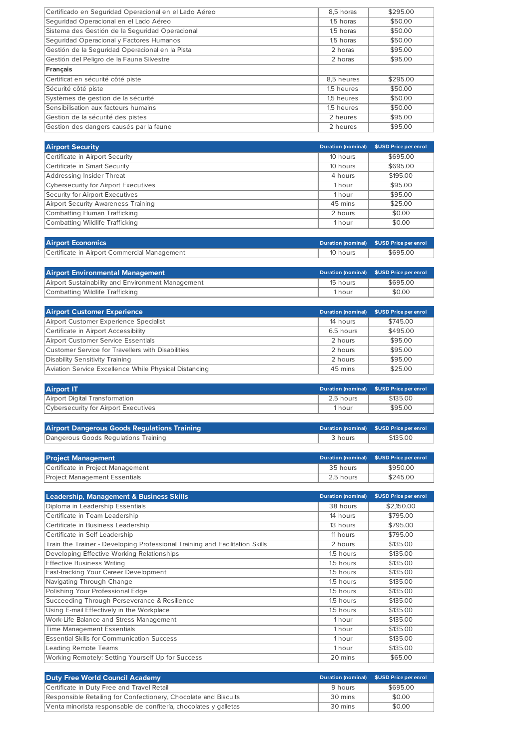| | | |
|---|---|---|
| Certificado en Seguridad Operacional en el Lado Aéreo | 8,5 horas | $295.00 |
| Seguridad Operacional en el Lado Aéreo | 1,5 horas | $50.00 |
| Sistema des Gestión de la Seguridad Operacional | 1,5 horas | $50.00 |
| Seguridad Operacional y Factores Humanos | 1,5 horas | $50.00 |
| Gestión de la Seguridad Operacional en la Pista | 2 horas | $95.00 |
| Gestión del Peligro de la Fauna Silvestre | 2 horas | $95.00 |
| **Français** | | |
| Certificat en sécurité côté piste | 8,5 heures | $295.00 |
| Sécurité côté piste | 1,5 heures | $50.00 |
| Systèmes de gestion de la sécurité | 1,5 heures | $50.00 |
| Sensibilisation aux facteurs humains | 1,5 heures | $50.00 |
| Gestion de la sécurité des pistes | 2 heures | $95.00 |
| Gestion des dangers causés par la faune | 2 heures | $95.00 |

| Airport Security | Duration (nominal) | $USD Price per enrol |
|---|---|---|
| Certificate in Airport Security | 10 hours | $695.00 |
| Certificate in Smart Security | 10 hours | $695.00 |
| Addressing Insider Threat | 4 hours | $195.00 |
| Cybersecurity for Airport Executives | 1 hour | $95.00 |
| Security for Airport Executives | 1 hour | $95.00 |
| Airport Security Awareness Training | 45 mins | $25.00 |
| Combatting Human Trafficking | 2 hours | $0.00 |
| Combatting Wildlife Trafficking | 1 hour | $0.00 |

| Airport Economics | Duration (nominal) | $USD Price per enrol |
|---|---|---|
| Certificate in Airport Commercial Management | 10 hours | $695.00 |

| Airport Environmental Management | Duration (nominal) | $USD Price per enrol |
|---|---|---|
| Airport Sustainability and Environment Management | 15 hours | $695.00 |
| Combatting Wildlife Trafficking | 1 hour | $0.00 |

| Airport Customer Experience | Duration (nominal) | $USD Price per enrol |
|---|---|---|
| Airport Customer Experience Specialist | 14 hours | $745.00 |
| Certificate in Airport Accessibility | 6.5 hours | $495.00 |
| Airport Customer Service Essentials | 2 hours | $95.00 |
| Customer Service for Travellers with Disabilities | 2 hours | $95.00 |
| Disability Sensitivity Training | 2 hours | $95.00 |
| Aviation Service Excellence While Physical Distancing | 45 mins | $25.00 |

| Airport IT | Duration (nominal) | $USD Price per enrol |
|---|---|---|
| Airport Digital Transformation | 2.5 hours | $135.00 |
| Cybersecurity for Airport Executives | 1 hour | $95.00 |

| Airport Dangerous Goods Regulations Training | Duration (nominal) | $USD Price per enrol |
|---|---|---|
| Dangerous Goods Regulations Training | 3 hours | $135.00 |

| Project Management | Duration (nominal) | $USD Price per enrol |
|---|---|---|
| Certificate in Project Management | 35 hours | $950.00 |
| Project Management Essentials | 2.5 hours | $245.00 |

| Leadership, Management & Business Skills | Duration (nominal) | $USD Price per enrol |
|---|---|---|
| Diploma in Leadership Essentials | 38 hours | $2,150.00 |
| Certificate in Team Leadership | 14 hours | $795.00 |
| Certificate in Business Leadership | 13 hours | $795.00 |
| Certificate in Self Leadership | 11 hours | $795.00 |
| Train the Trainer - Developing Professional Training and Facilitation Skills | 2 hours | $135.00 |
| Developing Effective Working Relationships | 1.5 hours | $135.00 |
| Effective Business Writing | 1.5 hours | $135.00 |
| Fast-tracking Your Career Development | 1.5 hours | $135.00 |
| Navigating Through Change | 1.5 hours | $135.00 |
| Polishing Your Professional Edge | 1.5 hours | $135.00 |
| Succeeding Through Perseverance & Resilience | 1.5 hours | $135.00 |
| Using E-mail Effectively in the Workplace | 1.5 hours | $135.00 |
| Work-Life Balance and Stress Management | 1 hour | $135.00 |
| Time Management Essentials | 1 hour | $135.00 |
| Essential Skills for Communication Success | 1 hour | $135.00 |
| Leading Remote Teams | 1 hour | $135.00 |
| Working Remotely: Setting Yourself Up for Success | 20 mins | $65.00 |

| Duty Free World Council Academy | Duration (nominal) | $USD Price per enrol |
|---|---|---|
| Certificate in Duty Free and Travel Retail | 9 hours | $695.00 |
| Responsible Retailing for Confectionery, Chocolate and Biscuits | 30 mins | $0.00 |
| Venta minorista responsable de confitería, chocolates y galletas | 30 mins | $0.00 |